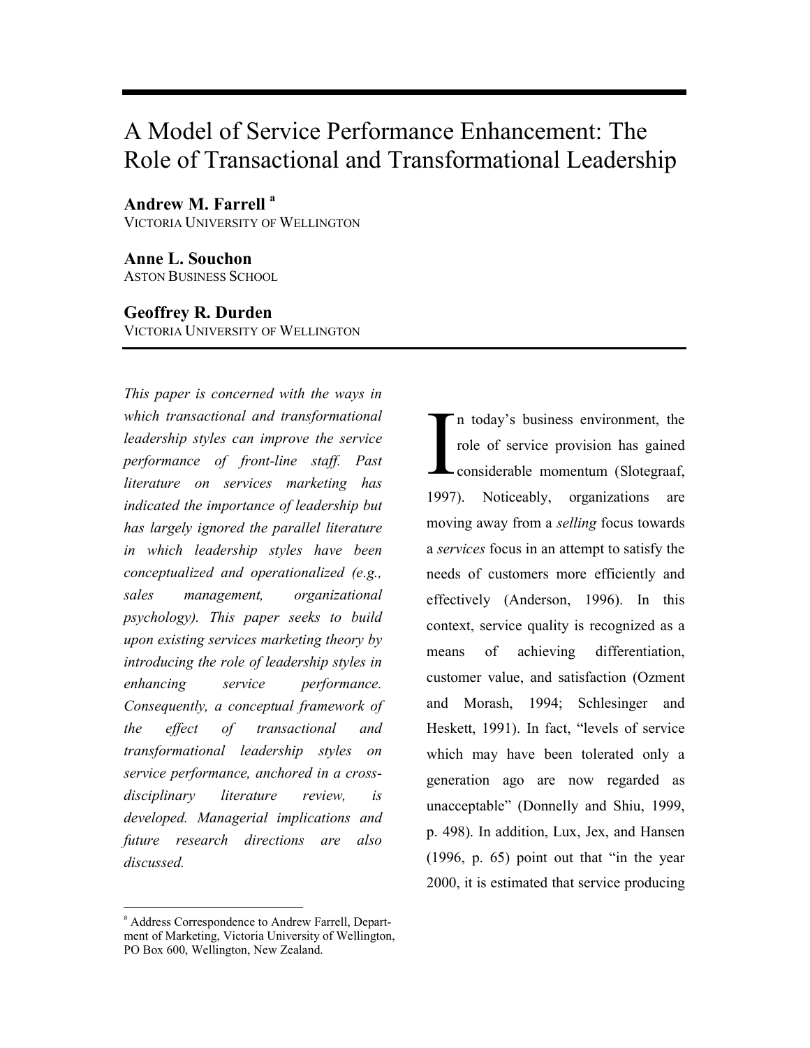# A Model of Service Performance Enhancement: The Role of Transactional and Transformational Leadership

**Andrew M. Farrell** [a]
VICTORIA UNIVERSITY OF WELLINGTON

**Anne L. Souchon**
ASTON BUSINESS SCHOOL

**Geoffrey R. Durden**
VICTORIA UNIVERSITY OF WELLINGTON

*This paper is concerned with the ways in which transactional and transformational leadership styles can improve the service performance of front-line staff. Past literature on services marketing has indicated the importance of leadership but has largely ignored the parallel literature in which leadership styles have been conceptualized and operationalized (e.g., sales management, organizational psychology). This paper seeks to build upon existing services marketing theory by introducing the role of leadership styles in enhancing service performance. Consequently, a conceptual framework of the effect of transactional and transformational leadership styles on service performance, anchored in a cross-disciplinary literature review, is developed. Managerial implications and future research directions are also discussed.*

In today's business environment, the role of service provision has gained considerable momentum (Slotegraaf, 1997). Noticeably, organizations are moving away from a *selling* focus towards a *services* focus in an attempt to satisfy the needs of customers more efficiently and effectively (Anderson, 1996). In this context, service quality is recognized as a means of achieving differentiation, customer value, and satisfaction (Ozment and Morash, 1994; Schlesinger and Heskett, 1991). In fact, "levels of service which may have been tolerated only a generation ago are now regarded as unacceptable" (Donnelly and Shiu, 1999, p. 498). In addition, Lux, Jex, and Hansen (1996, p. 65) point out that "in the year 2000, it is estimated that service producing

[a] Address Correspondence to Andrew Farrell, Department of Marketing, Victoria University of Wellington, PO Box 600, Wellington, New Zealand.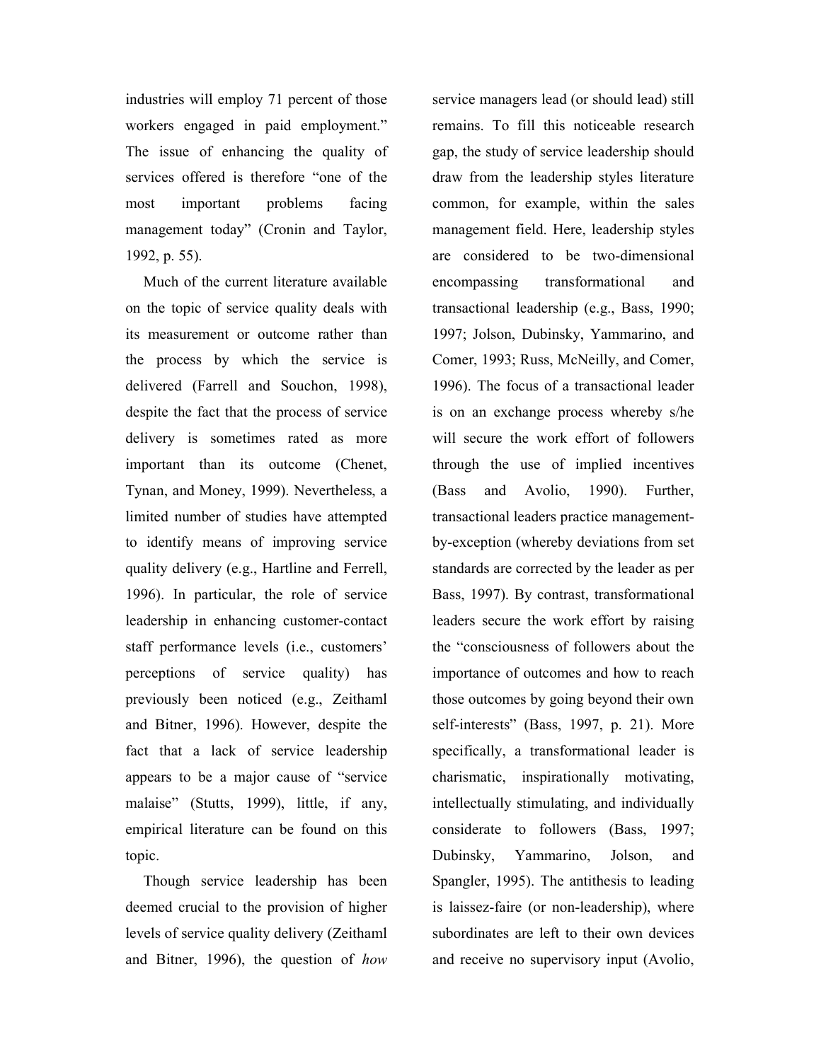industries will employ 71 percent of those workers engaged in paid employment." The issue of enhancing the quality of services offered is therefore "one of the most important problems facing management today" (Cronin and Taylor, 1992, p. 55).

Much of the current literature available on the topic of service quality deals with its measurement or outcome rather than the process by which the service is delivered (Farrell and Souchon, 1998), despite the fact that the process of service delivery is sometimes rated as more important than its outcome (Chenet, Tynan, and Money, 1999). Nevertheless, a limited number of studies have attempted to identify means of improving service quality delivery (e.g., Hartline and Ferrell, 1996). In particular, the role of service leadership in enhancing customer-contact staff performance levels (i.e., customers' perceptions of service quality) has previously been noticed (e.g., Zeithaml and Bitner, 1996). However, despite the fact that a lack of service leadership appears to be a major cause of "service malaise" (Stutts, 1999), little, if any, empirical literature can be found on this topic.

Though service leadership has been deemed crucial to the provision of higher levels of service quality delivery (Zeithaml and Bitner, 1996), the question of *how* service managers lead (or should lead) still remains. To fill this noticeable research gap, the study of service leadership should draw from the leadership styles literature common, for example, within the sales management field. Here, leadership styles are considered to be two-dimensional encompassing transformational and transactional leadership (e.g., Bass, 1990; 1997; Jolson, Dubinsky, Yammarino, and Comer, 1993; Russ, McNeilly, and Comer, 1996). The focus of a transactional leader is on an exchange process whereby s/he will secure the work effort of followers through the use of implied incentives (Bass and Avolio, 1990). Further, transactional leaders practice management-by-exception (whereby deviations from set standards are corrected by the leader as per Bass, 1997). By contrast, transformational leaders secure the work effort by raising the "consciousness of followers about the importance of outcomes and how to reach those outcomes by going beyond their own self-interests" (Bass, 1997, p. 21). More specifically, a transformational leader is charismatic, inspirationally motivating, intellectually stimulating, and individually considerate to followers (Bass, 1997; Dubinsky, Yammarino, Jolson, and Spangler, 1995). The antithesis to leading is laissez-faire (or non-leadership), where subordinates are left to their own devices and receive no supervisory input (Avolio,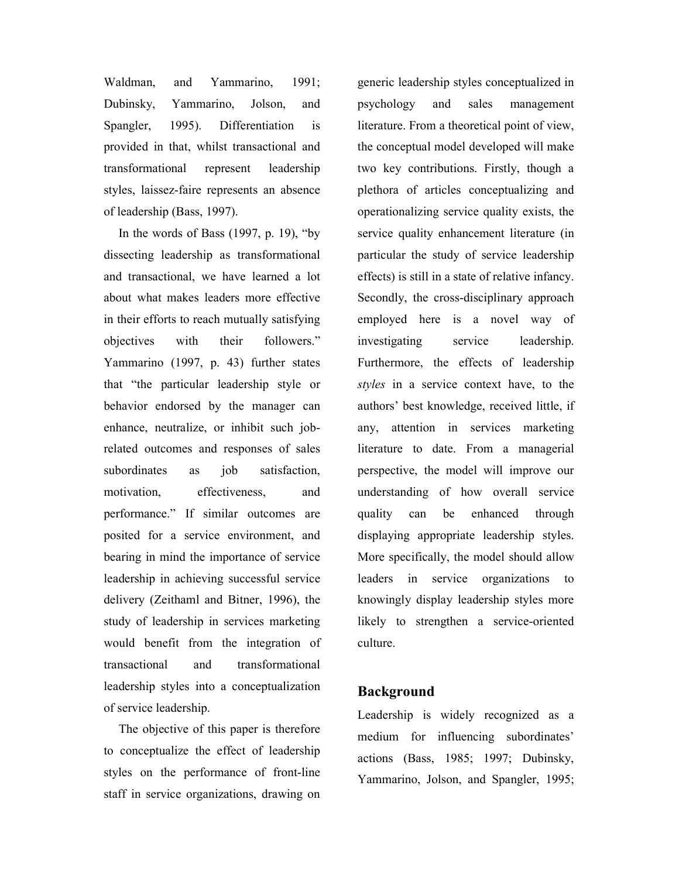Waldman, and Yammarino, 1991; Dubinsky, Yammarino, Jolson, and Spangler, 1995). Differentiation is provided in that, whilst transactional and transformational represent leadership styles, laissez-faire represents an absence of leadership (Bass, 1997).

In the words of Bass (1997, p. 19), "by dissecting leadership as transformational and transactional, we have learned a lot about what makes leaders more effective in their efforts to reach mutually satisfying objectives with their followers." Yammarino (1997, p. 43) further states that "the particular leadership style or behavior endorsed by the manager can enhance, neutralize, or inhibit such job-related outcomes and responses of sales subordinates as job satisfaction, motivation, effectiveness, and performance." If similar outcomes are posited for a service environment, and bearing in mind the importance of service leadership in achieving successful service delivery (Zeithaml and Bitner, 1996), the study of leadership in services marketing would benefit from the integration of transactional and transformational leadership styles into a conceptualization of service leadership.

The objective of this paper is therefore to conceptualize the effect of leadership styles on the performance of front-line staff in service organizations, drawing on generic leadership styles conceptualized in psychology and sales management literature. From a theoretical point of view, the conceptual model developed will make two key contributions. Firstly, though a plethora of articles conceptualizing and operationalizing service quality exists, the service quality enhancement literature (in particular the study of service leadership effects) is still in a state of relative infancy. Secondly, the cross-disciplinary approach employed here is a novel way of investigating service leadership. Furthermore, the effects of leadership *styles* in a service context have, to the authors' best knowledge, received little, if any, attention in services marketing literature to date. From a managerial perspective, the model will improve our understanding of how overall service quality can be enhanced through displaying appropriate leadership styles. More specifically, the model should allow leaders in service organizations to knowingly display leadership styles more likely to strengthen a service-oriented culture.

## Background

Leadership is widely recognized as a medium for influencing subordinates' actions (Bass, 1985; 1997; Dubinsky, Yammarino, Jolson, and Spangler, 1995;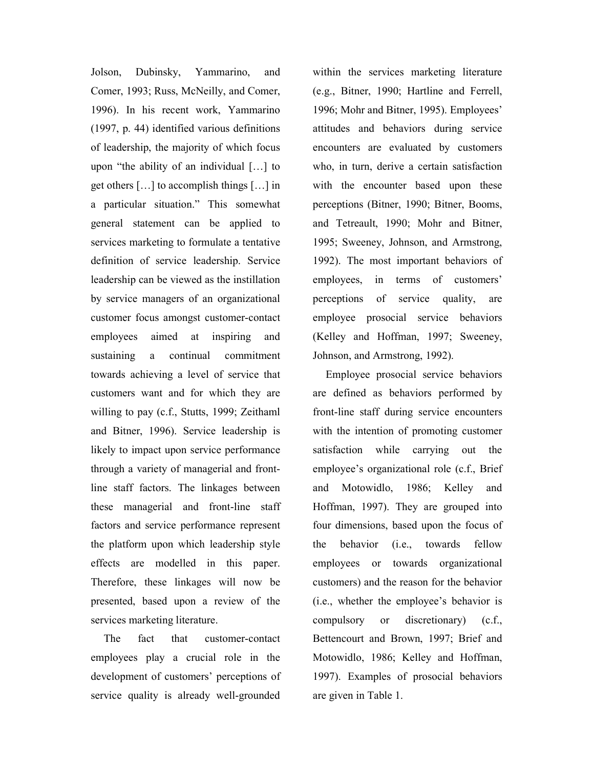Jolson, Dubinsky, Yammarino, and Comer, 1993; Russ, McNeilly, and Comer, 1996). In his recent work, Yammarino (1997, p. 44) identified various definitions of leadership, the majority of which focus upon "the ability of an individual […] to get others […] to accomplish things […] in a particular situation." This somewhat general statement can be applied to services marketing to formulate a tentative definition of service leadership. Service leadership can be viewed as the instillation by service managers of an organizational customer focus amongst customer-contact employees aimed at inspiring and sustaining a continual commitment towards achieving a level of service that customers want and for which they are willing to pay (c.f., Stutts, 1999; Zeithaml and Bitner, 1996). Service leadership is likely to impact upon service performance through a variety of managerial and front-line staff factors. The linkages between these managerial and front-line staff factors and service performance represent the platform upon which leadership style effects are modelled in this paper. Therefore, these linkages will now be presented, based upon a review of the services marketing literature.

The fact that customer-contact employees play a crucial role in the development of customers' perceptions of service quality is already well-grounded within the services marketing literature (e.g., Bitner, 1990; Hartline and Ferrell, 1996; Mohr and Bitner, 1995). Employees' attitudes and behaviors during service encounters are evaluated by customers who, in turn, derive a certain satisfaction with the encounter based upon these perceptions (Bitner, 1990; Bitner, Booms, and Tetreault, 1990; Mohr and Bitner, 1995; Sweeney, Johnson, and Armstrong, 1992). The most important behaviors of employees, in terms of customers' perceptions of service quality, are employee prosocial service behaviors (Kelley and Hoffman, 1997; Sweeney, Johnson, and Armstrong, 1992).

Employee prosocial service behaviors are defined as behaviors performed by front-line staff during service encounters with the intention of promoting customer satisfaction while carrying out the employee's organizational role (c.f., Brief and Motowidlo, 1986; Kelley and Hoffman, 1997). They are grouped into four dimensions, based upon the focus of the behavior (i.e., towards fellow employees or towards organizational customers) and the reason for the behavior (i.e., whether the employee's behavior is compulsory or discretionary) (c.f., Bettencourt and Brown, 1997; Brief and Motowidlo, 1986; Kelley and Hoffman, 1997). Examples of prosocial behaviors are given in Table 1.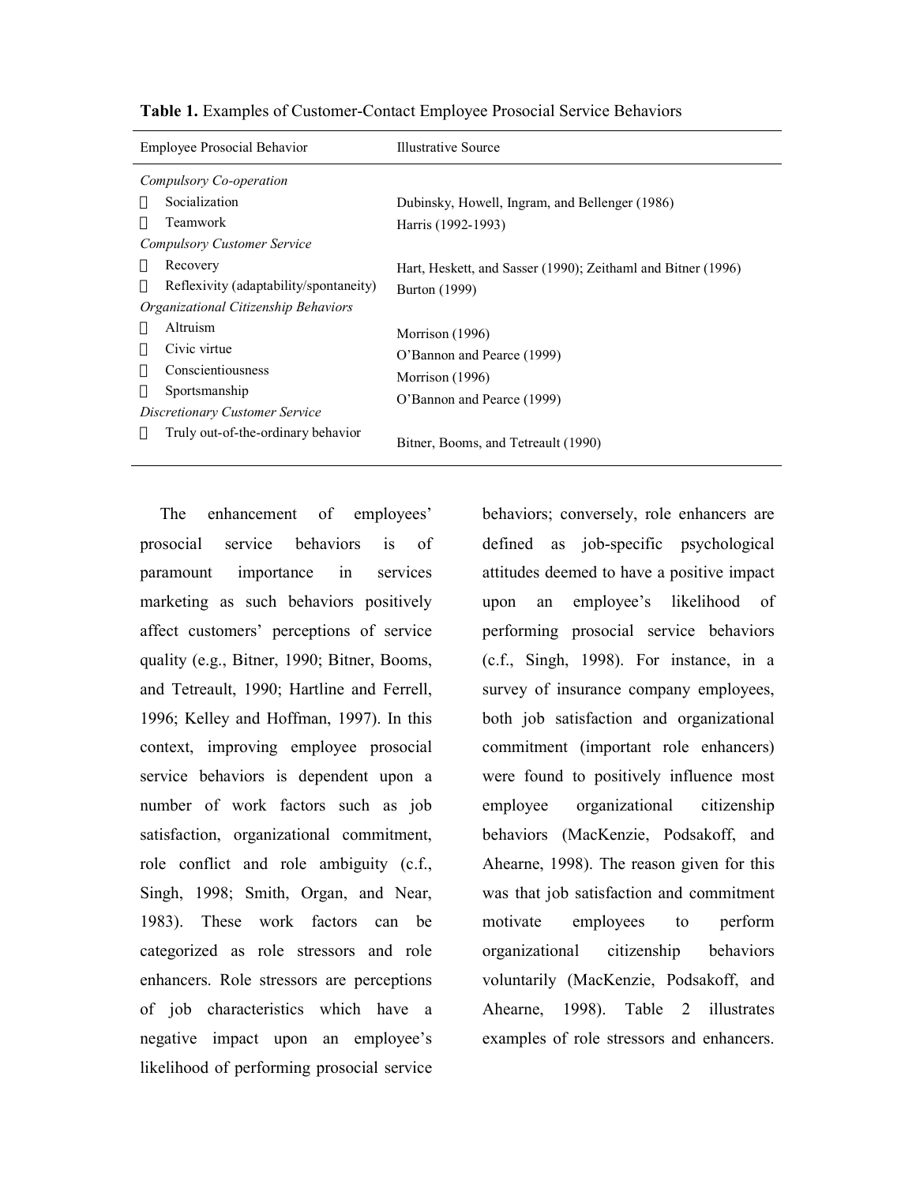**Table 1.** Examples of Customer-Contact Employee Prosocial Service Behaviors

| Employee Prosocial Behavior | Illustrative Source |
|---|---|
| *Compulsory Co-operation* | |
|  Socialization | Dubinsky, Howell, Ingram, and Bellenger (1986) |
|  Teamwork | Harris (1992-1993) |
| *Compulsory Customer Service* | |
|  Recovery | Hart, Heskett, and Sasser (1990); Zeithaml and Bitner (1996) |
|  Reflexivity (adaptability/spontaneity) | Burton (1999) |
| *Organizational Citizenship Behaviors* | |
|  Altruism | Morrison (1996) |
|  Civic virtue | O'Bannon and Pearce (1999) |
|  Conscientiousness | Morrison (1996) |
|  Sportsmanship | O'Bannon and Pearce (1999) |
| *Discretionary Customer Service* | |
|  Truly out-of-the-ordinary behavior | Bitner, Booms, and Tetreault (1990) |

The enhancement of employees' prosocial service behaviors is of paramount importance in services marketing as such behaviors positively affect customers' perceptions of service quality (e.g., Bitner, 1990; Bitner, Booms, and Tetreault, 1990; Hartline and Ferrell, 1996; Kelley and Hoffman, 1997). In this context, improving employee prosocial service behaviors is dependent upon a number of work factors such as job satisfaction, organizational commitment, role conflict and role ambiguity (c.f., Singh, 1998; Smith, Organ, and Near, 1983). These work factors can be categorized as role stressors and role enhancers. Role stressors are perceptions of job characteristics which have a negative impact upon an employee's likelihood of performing prosocial service behaviors; conversely, role enhancers are defined as job-specific psychological attitudes deemed to have a positive impact upon an employee's likelihood of performing prosocial service behaviors (c.f., Singh, 1998). For instance, in a survey of insurance company employees, both job satisfaction and organizational commitment (important role enhancers) were found to positively influence most employee organizational citizenship behaviors (MacKenzie, Podsakoff, and Ahearne, 1998). The reason given for this was that job satisfaction and commitment motivate employees to perform organizational citizenship behaviors voluntarily (MacKenzie, Podsakoff, and Ahearne, 1998). Table 2 illustrates examples of role stressors and enhancers.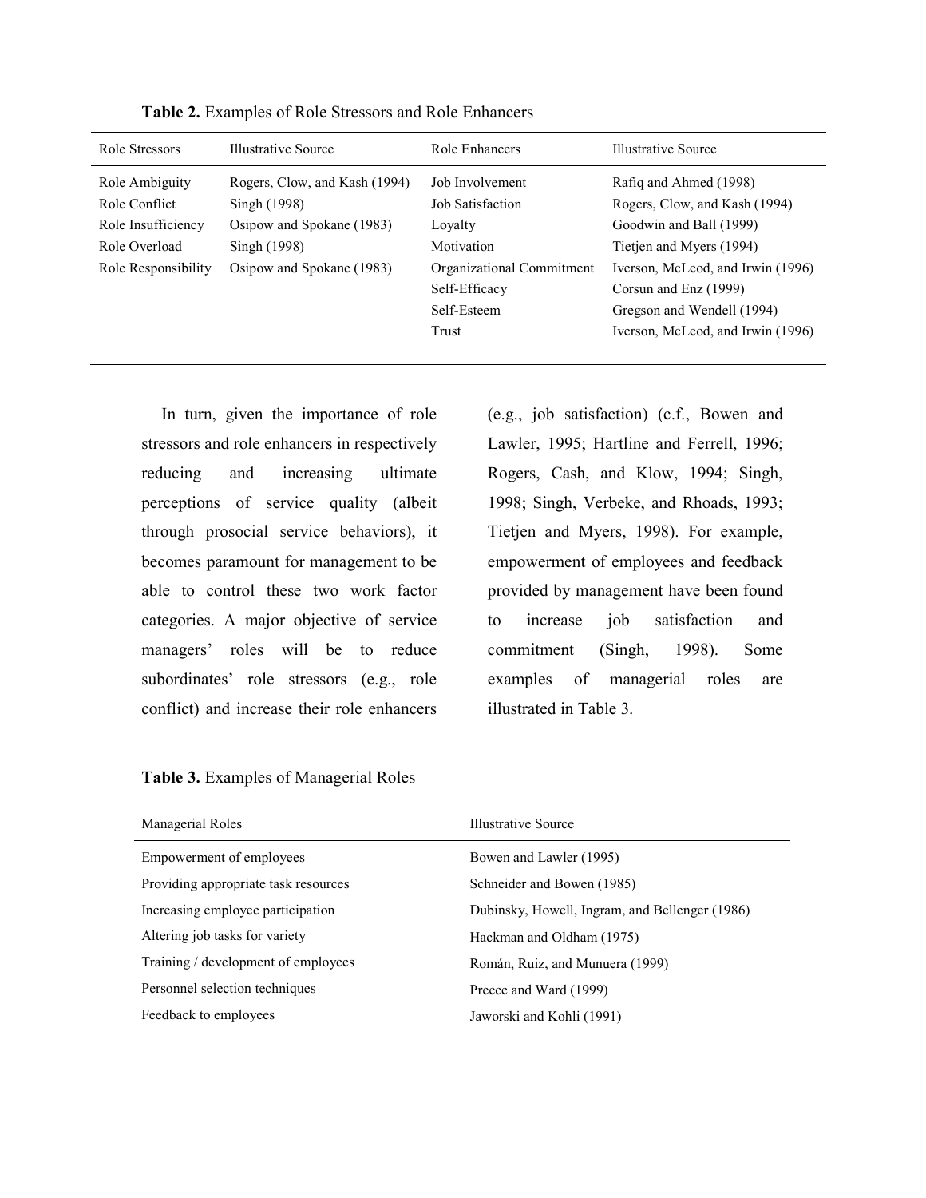**Table 2.** Examples of Role Stressors and Role Enhancers

| Role Stressors | Illustrative Source | Role Enhancers | Illustrative Source |
|---|---|---|---|
| Role Ambiguity | Rogers, Clow, and Kash (1994) | Job Involvement | Rafiq and Ahmed (1998) |
| Role Conflict | Singh (1998) | Job Satisfaction | Rogers, Clow, and Kash (1994) |
| Role Insufficiency | Osipow and Spokane (1983) | Loyalty | Goodwin and Ball (1999) |
| Role Overload | Singh (1998) | Motivation | Tietjen and Myers (1994) |
| Role Responsibility | Osipow and Spokane (1983) | Organizational Commitment | Iverson, McLeod, and Irwin (1996) |
| | | Self-Efficacy | Corsun and Enz (1999) |
| | | Self-Esteem | Gregson and Wendell (1994) |
| | | Trust | Iverson, McLeod, and Irwin (1996) |

In turn, given the importance of role stressors and role enhancers in respectively reducing and increasing ultimate perceptions of service quality (albeit through prosocial service behaviors), it becomes paramount for management to be able to control these two work factor categories. A major objective of service managers' roles will be to reduce subordinates' role stressors (e.g., role conflict) and increase their role enhancers (e.g., job satisfaction) (c.f., Bowen and Lawler, 1995; Hartline and Ferrell, 1996; Rogers, Cash, and Klow, 1994; Singh, 1998; Singh, Verbeke, and Rhoads, 1993; Tietjen and Myers, 1998). For example, empowerment of employees and feedback provided by management have been found to increase job satisfaction and commitment (Singh, 1998). Some examples of managerial roles are illustrated in Table 3.

**Table 3.** Examples of Managerial Roles

| Managerial Roles | Illustrative Source |
|---|---|
| Empowerment of employees | Bowen and Lawler (1995) |
| Providing appropriate task resources | Schneider and Bowen (1985) |
| Increasing employee participation | Dubinsky, Howell, Ingram, and Bellenger (1986) |
| Altering job tasks for variety | Hackman and Oldham (1975) |
| Training / development of employees | Román, Ruiz, and Munuera (1999) |
| Personnel selection techniques | Preece and Ward (1999) |
| Feedback to employees | Jaworski and Kohli (1991) |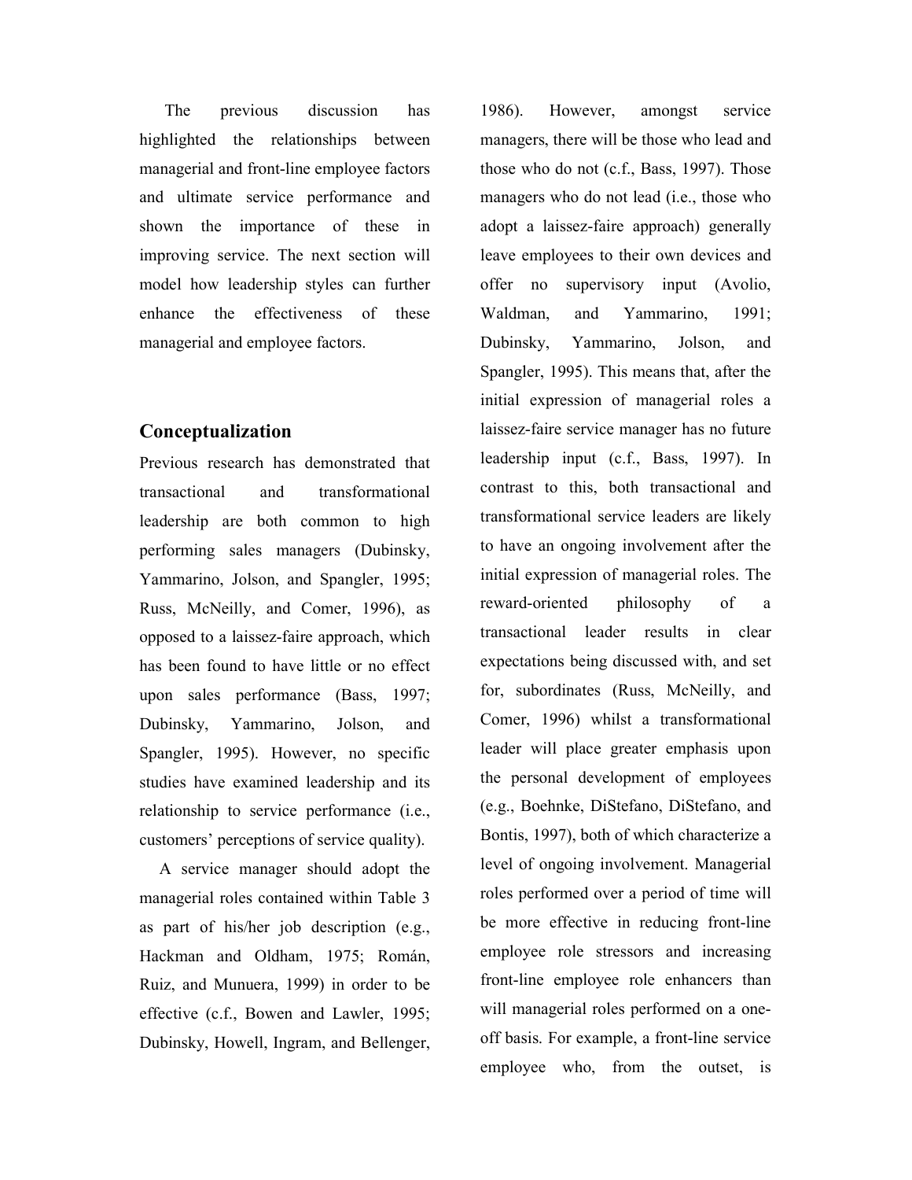The previous discussion has highlighted the relationships between managerial and front-line employee factors and ultimate service performance and shown the importance of these in improving service. The next section will model how leadership styles can further enhance the effectiveness of these managerial and employee factors.

## Conceptualization

Previous research has demonstrated that transactional and transformational leadership are both common to high performing sales managers (Dubinsky, Yammarino, Jolson, and Spangler, 1995; Russ, McNeilly, and Comer, 1996), as opposed to a laissez-faire approach, which has been found to have little or no effect upon sales performance (Bass, 1997; Dubinsky, Yammarino, Jolson, and Spangler, 1995). However, no specific studies have examined leadership and its relationship to service performance (i.e., customers' perceptions of service quality).

A service manager should adopt the managerial roles contained within Table 3 as part of his/her job description (e.g., Hackman and Oldham, 1975; Román, Ruiz, and Munuera, 1999) in order to be effective (c.f., Bowen and Lawler, 1995; Dubinsky, Howell, Ingram, and Bellenger, 1986). However, amongst service managers, there will be those who lead and those who do not (c.f., Bass, 1997). Those managers who do not lead (i.e., those who adopt a laissez-faire approach) generally leave employees to their own devices and offer no supervisory input (Avolio, Waldman, and Yammarino, 1991; Dubinsky, Yammarino, Jolson, and Spangler, 1995). This means that, after the initial expression of managerial roles a laissez-faire service manager has no future leadership input (c.f., Bass, 1997). In contrast to this, both transactional and transformational service leaders are likely to have an ongoing involvement after the initial expression of managerial roles. The reward-oriented philosophy of a transactional leader results in clear expectations being discussed with, and set for, subordinates (Russ, McNeilly, and Comer, 1996) whilst a transformational leader will place greater emphasis upon the personal development of employees (e.g., Boehnke, DiStefano, DiStefano, and Bontis, 1997), both of which characterize a level of ongoing involvement. Managerial roles performed over a period of time will be more effective in reducing front-line employee role stressors and increasing front-line employee role enhancers than will managerial roles performed on a one-off basis. For example, a front-line service employee who, from the outset, is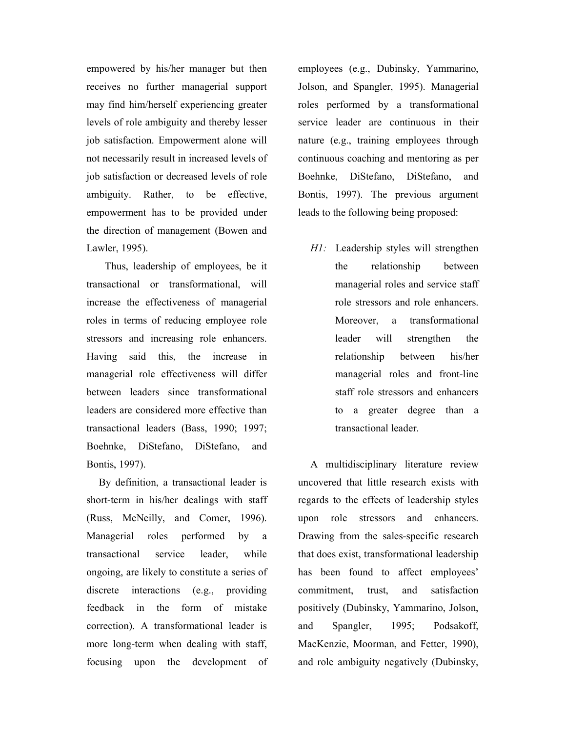empowered by his/her manager but then receives no further managerial support may find him/herself experiencing greater levels of role ambiguity and thereby lesser job satisfaction. Empowerment alone will not necessarily result in increased levels of job satisfaction or decreased levels of role ambiguity. Rather, to be effective, empowerment has to be provided under the direction of management (Bowen and Lawler, 1995).

Thus, leadership of employees, be it transactional or transformational, will increase the effectiveness of managerial roles in terms of reducing employee role stressors and increasing role enhancers. Having said this, the increase in managerial role effectiveness will differ between leaders since transformational leaders are considered more effective than transactional leaders (Bass, 1990; 1997; Boehnke, DiStefano, DiStefano, and Bontis, 1997).

By definition, a transactional leader is short-term in his/her dealings with staff (Russ, McNeilly, and Comer, 1996). Managerial roles performed by a transactional service leader, while ongoing, are likely to constitute a series of discrete interactions (e.g., providing feedback in the form of mistake correction). A transformational leader is more long-term when dealing with staff, focusing upon the development of employees (e.g., Dubinsky, Yammarino, Jolson, and Spangler, 1995). Managerial roles performed by a transformational service leader are continuous in their nature (e.g., training employees through continuous coaching and mentoring as per Boehnke, DiStefano, DiStefano, and Bontis, 1997). The previous argument leads to the following being proposed:

*H1:* Leadership styles will strengthen the relationship between managerial roles and service staff role stressors and role enhancers. Moreover, a transformational leader will strengthen the relationship between his/her managerial roles and front-line staff role stressors and enhancers to a greater degree than a transactional leader.

A multidisciplinary literature review uncovered that little research exists with regards to the effects of leadership styles upon role stressors and enhancers. Drawing from the sales-specific research that does exist, transformational leadership has been found to affect employees' commitment, trust, and satisfaction positively (Dubinsky, Yammarino, Jolson, and Spangler, 1995; Podsakoff, MacKenzie, Moorman, and Fetter, 1990), and role ambiguity negatively (Dubinsky,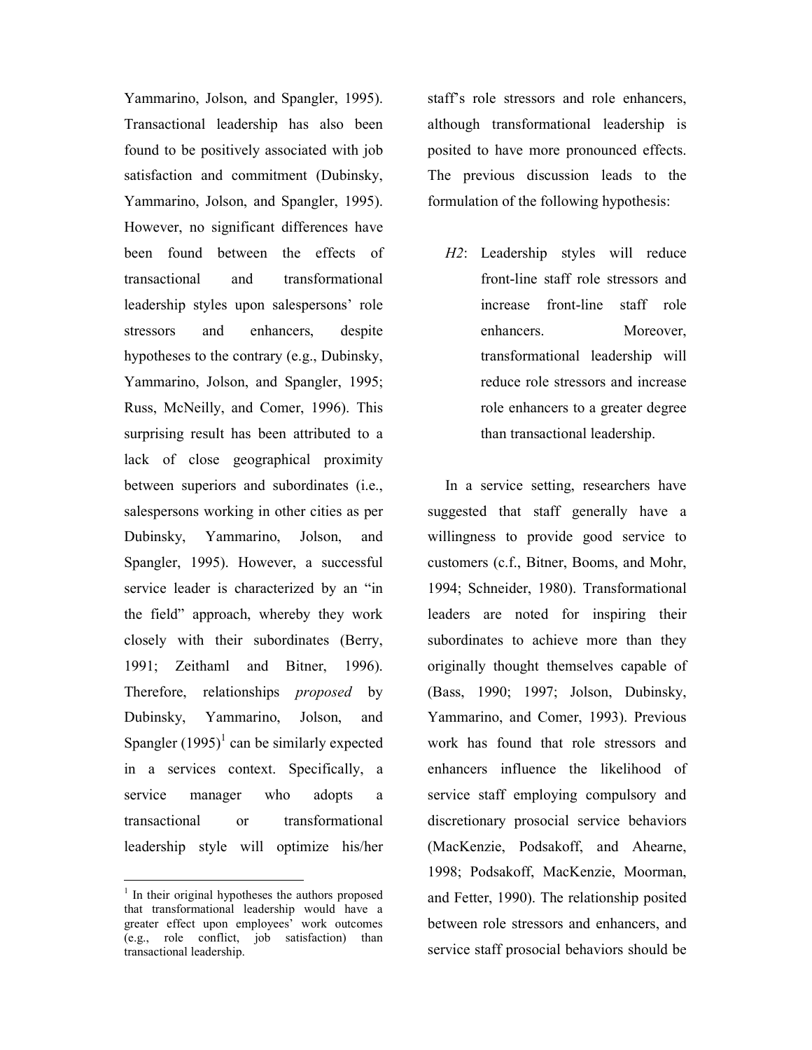Yammarino, Jolson, and Spangler, 1995). Transactional leadership has also been found to be positively associated with job satisfaction and commitment (Dubinsky, Yammarino, Jolson, and Spangler, 1995). However, no significant differences have been found between the effects of transactional and transformational leadership styles upon salespersons' role stressors and enhancers, despite hypotheses to the contrary (e.g., Dubinsky, Yammarino, Jolson, and Spangler, 1995; Russ, McNeilly, and Comer, 1996). This surprising result has been attributed to a lack of close geographical proximity between superiors and subordinates (i.e., salespersons working in other cities as per Dubinsky, Yammarino, Jolson, and Spangler, 1995). However, a successful service leader is characterized by an "in the field" approach, whereby they work closely with their subordinates (Berry, 1991; Zeithaml and Bitner, 1996). Therefore, relationships *proposed* by Dubinsky, Yammarino, Jolson, and Spangler (1995)[1] can be similarly expected in a services context. Specifically, a service manager who adopts a transactional or transformational leadership style will optimize his/her staff's role stressors and role enhancers, although transformational leadership is posited to have more pronounced effects. The previous discussion leads to the formulation of the following hypothesis:

> *H2*: Leadership styles will reduce front-line staff role stressors and increase front-line staff role enhancers. Moreover, transformational leadership will reduce role stressors and increase role enhancers to a greater degree than transactional leadership.

In a service setting, researchers have suggested that staff generally have a willingness to provide good service to customers (c.f., Bitner, Booms, and Mohr, 1994; Schneider, 1980). Transformational leaders are noted for inspiring their subordinates to achieve more than they originally thought themselves capable of (Bass, 1990; 1997; Jolson, Dubinsky, Yammarino, and Comer, 1993). Previous work has found that role stressors and enhancers influence the likelihood of service staff employing compulsory and discretionary prosocial service behaviors (MacKenzie, Podsakoff, and Ahearne, 1998; Podsakoff, MacKenzie, Moorman, and Fetter, 1990). The relationship posited between role stressors and enhancers, and service staff prosocial behaviors should be

[1] In their original hypotheses the authors proposed that transformational leadership would have a greater effect upon employees' work outcomes (e.g., role conflict, job satisfaction) than transactional leadership.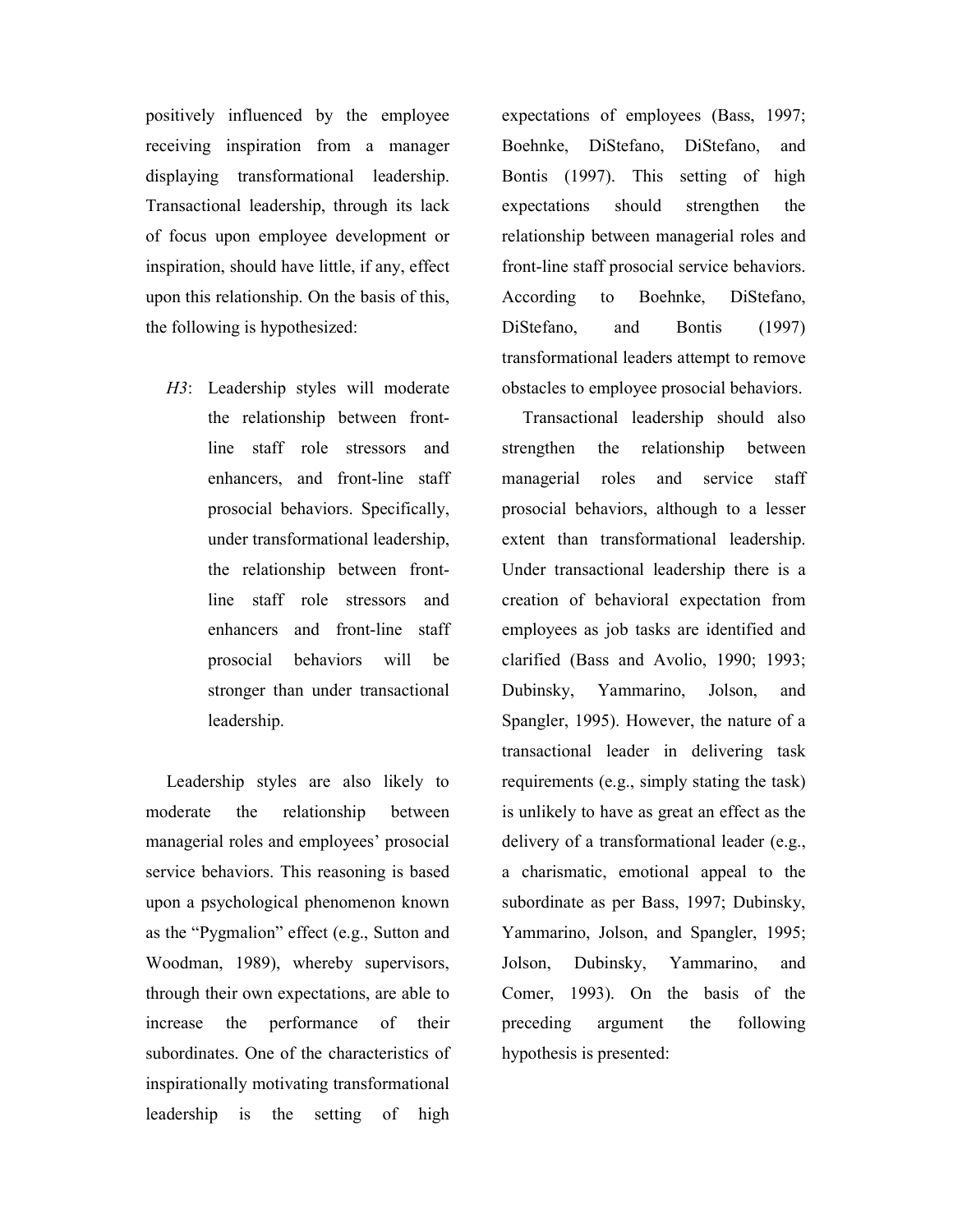positively influenced by the employee receiving inspiration from a manager displaying transformational leadership. Transactional leadership, through its lack of focus upon employee development or inspiration, should have little, if any, effect upon this relationship. On the basis of this, the following is hypothesized:

> *H3*: Leadership styles will moderate the relationship between front-line staff role stressors and enhancers, and front-line staff prosocial behaviors. Specifically, under transformational leadership, the relationship between front-line staff role stressors and enhancers and front-line staff prosocial behaviors will be stronger than under transactional leadership.

Leadership styles are also likely to moderate the relationship between managerial roles and employees' prosocial service behaviors. This reasoning is based upon a psychological phenomenon known as the "Pygmalion" effect (e.g., Sutton and Woodman, 1989), whereby supervisors, through their own expectations, are able to increase the performance of their subordinates. One of the characteristics of inspirationally motivating transformational leadership is the setting of high expectations of employees (Bass, 1997; Boehnke, DiStefano, DiStefano, and Bontis (1997). This setting of high expectations should strengthen the relationship between managerial roles and front-line staff prosocial service behaviors. According to Boehnke, DiStefano, DiStefano, and Bontis (1997) transformational leaders attempt to remove obstacles to employee prosocial behaviors.

Transactional leadership should also strengthen the relationship between managerial roles and service staff prosocial behaviors, although to a lesser extent than transformational leadership. Under transactional leadership there is a creation of behavioral expectation from employees as job tasks are identified and clarified (Bass and Avolio, 1990; 1993; Dubinsky, Yammarino, Jolson, and Spangler, 1995). However, the nature of a transactional leader in delivering task requirements (e.g., simply stating the task) is unlikely to have as great an effect as the delivery of a transformational leader (e.g., a charismatic, emotional appeal to the subordinate as per Bass, 1997; Dubinsky, Yammarino, Jolson, and Spangler, 1995; Jolson, Dubinsky, Yammarino, and Comer, 1993). On the basis of the preceding argument the following hypothesis is presented: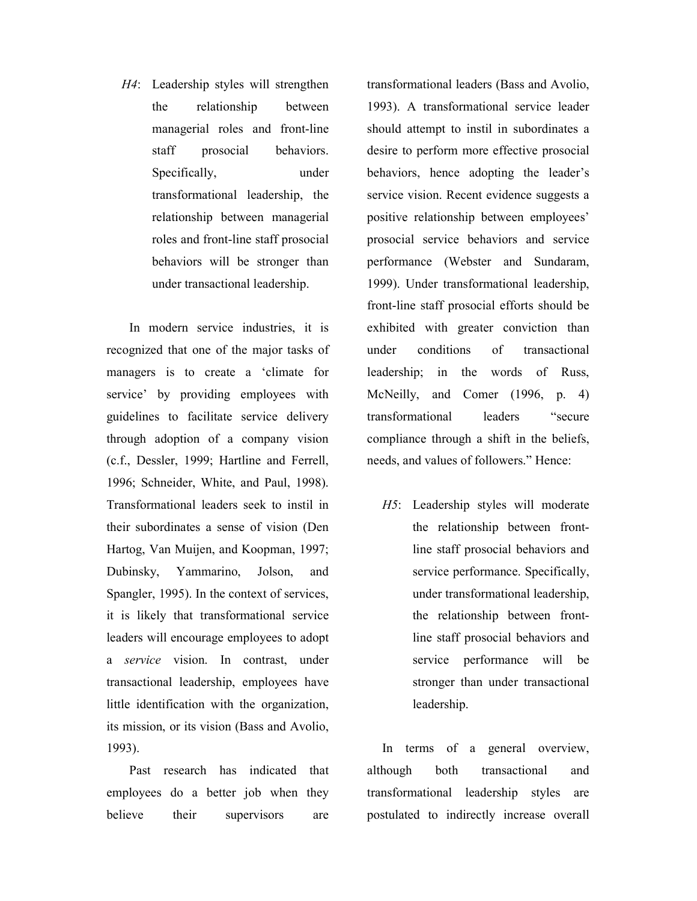*H4*: Leadership styles will strengthen the relationship between managerial roles and front-line staff prosocial behaviors. Specifically, under transformational leadership, the relationship between managerial roles and front-line staff prosocial behaviors will be stronger than under transactional leadership.

In modern service industries, it is recognized that one of the major tasks of managers is to create a 'climate for service' by providing employees with guidelines to facilitate service delivery through adoption of a company vision (c.f., Dessler, 1999; Hartline and Ferrell, 1996; Schneider, White, and Paul, 1998). Transformational leaders seek to instil in their subordinates a sense of vision (Den Hartog, Van Muijen, and Koopman, 1997; Dubinsky, Yammarino, Jolson, and Spangler, 1995). In the context of services, it is likely that transformational service leaders will encourage employees to adopt a *service* vision. In contrast, under transactional leadership, employees have little identification with the organization, its mission, or its vision (Bass and Avolio, 1993).

Past research has indicated that employees do a better job when they believe their supervisors are transformational leaders (Bass and Avolio, 1993). A transformational service leader should attempt to instil in subordinates a desire to perform more effective prosocial behaviors, hence adopting the leader's service vision. Recent evidence suggests a positive relationship between employees' prosocial service behaviors and service performance (Webster and Sundaram, 1999). Under transformational leadership, front-line staff prosocial efforts should be exhibited with greater conviction than under conditions of transactional leadership; in the words of Russ, McNeilly, and Comer (1996, p. 4) transformational leaders "secure compliance through a shift in the beliefs, needs, and values of followers." Hence:

*H5*: Leadership styles will moderate the relationship between front-line staff prosocial behaviors and service performance. Specifically, under transformational leadership, the relationship between front-line staff prosocial behaviors and service performance will be stronger than under transactional leadership.

In terms of a general overview, although both transactional and transformational leadership styles are postulated to indirectly increase overall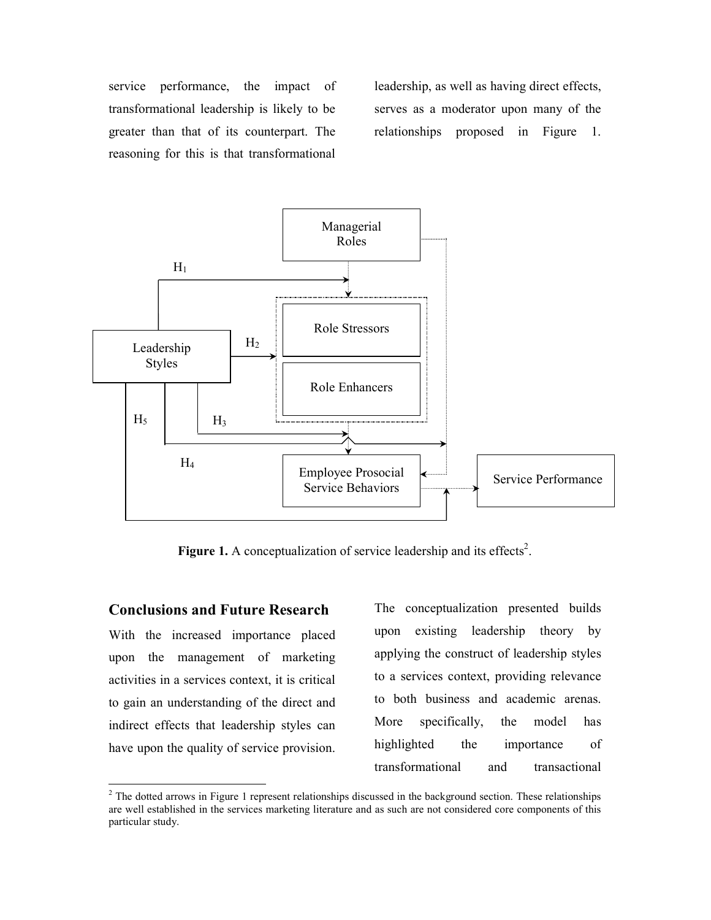service performance, the impact of transformational leadership is likely to be greater than that of its counterpart. The reasoning for this is that transformational leadership, as well as having direct effects, serves as a moderator upon many of the relationships proposed in Figure 1.

**Figure 1.** A conceptualization of service leadership and its effects[2].

## Conclusions and Future Research

With the increased importance placed upon the management of marketing activities in a services context, it is critical to gain an understanding of the direct and indirect effects that leadership styles can have upon the quality of service provision. The conceptualization presented builds upon existing leadership theory by applying the construct of leadership styles to a services context, providing relevance to both business and academic arenas. More specifically, the model has highlighted the importance of transformational and transactional

[2] The dotted arrows in Figure 1 represent relationships discussed in the background section. These relationships are well established in the services marketing literature and as such are not considered core components of this particular study.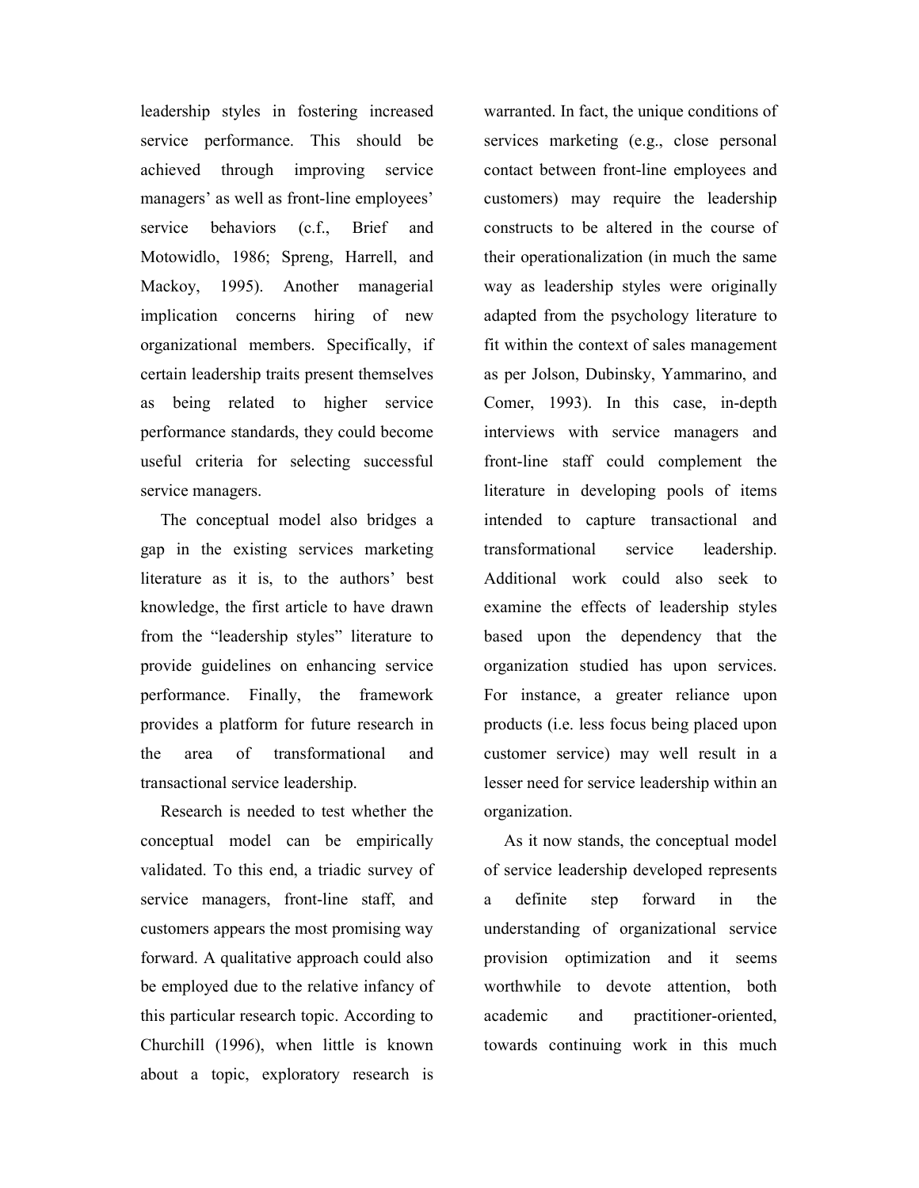leadership styles in fostering increased service performance. This should be achieved through improving service managers' as well as front-line employees' service behaviors (c.f., Brief and Motowidlo, 1986; Spreng, Harrell, and Mackoy, 1995). Another managerial implication concerns hiring of new organizational members. Specifically, if certain leadership traits present themselves as being related to higher service performance standards, they could become useful criteria for selecting successful service managers.

The conceptual model also bridges a gap in the existing services marketing literature as it is, to the authors' best knowledge, the first article to have drawn from the "leadership styles" literature to provide guidelines on enhancing service performance. Finally, the framework provides a platform for future research in the area of transformational and transactional service leadership.

Research is needed to test whether the conceptual model can be empirically validated. To this end, a triadic survey of service managers, front-line staff, and customers appears the most promising way forward. A qualitative approach could also be employed due to the relative infancy of this particular research topic. According to Churchill (1996), when little is known about a topic, exploratory research is warranted. In fact, the unique conditions of services marketing (e.g., close personal contact between front-line employees and customers) may require the leadership constructs to be altered in the course of their operationalization (in much the same way as leadership styles were originally adapted from the psychology literature to fit within the context of sales management as per Jolson, Dubinsky, Yammarino, and Comer, 1993). In this case, in-depth interviews with service managers and front-line staff could complement the literature in developing pools of items intended to capture transactional and transformational service leadership. Additional work could also seek to examine the effects of leadership styles based upon the dependency that the organization studied has upon services. For instance, a greater reliance upon products (i.e. less focus being placed upon customer service) may well result in a lesser need for service leadership within an organization.

As it now stands, the conceptual model of service leadership developed represents a definite step forward in the understanding of organizational service provision optimization and it seems worthwhile to devote attention, both academic and practitioner-oriented, towards continuing work in this much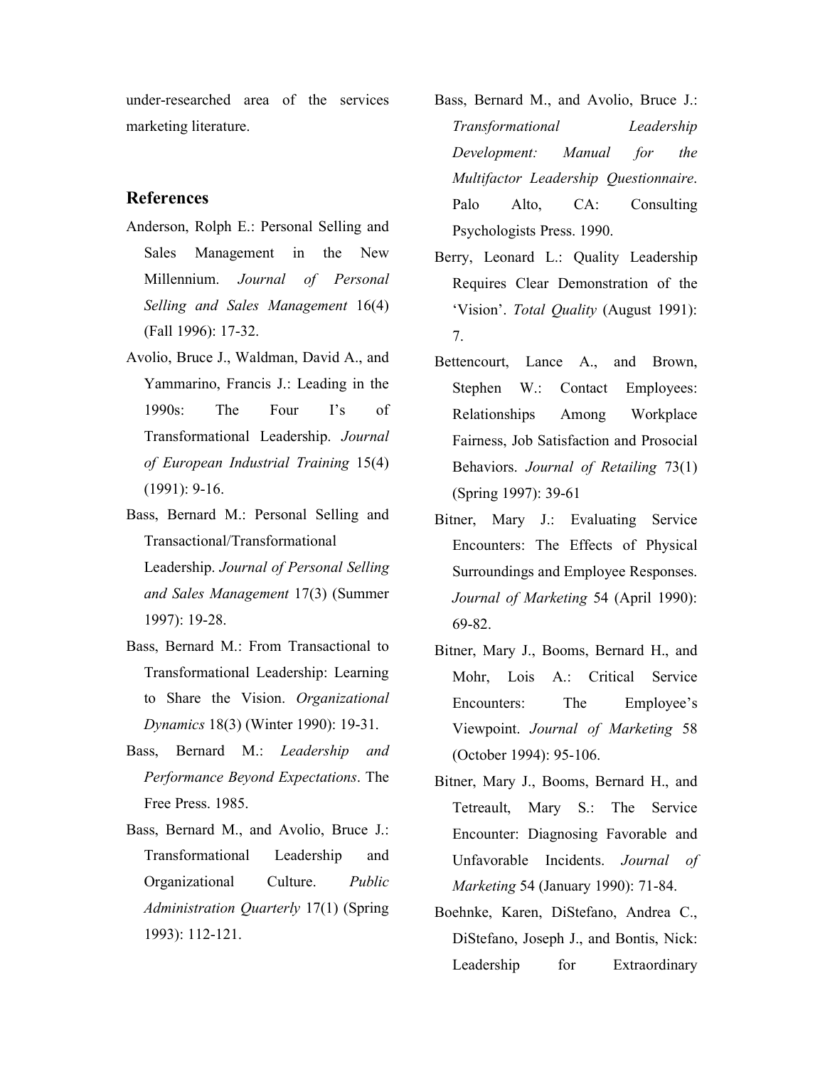under-researched area of the services marketing literature.

## References

Anderson, Rolph E.: Personal Selling and Sales Management in the New Millennium. *Journal of Personal Selling and Sales Management* 16(4) (Fall 1996): 17-32.

Avolio, Bruce J., Waldman, David A., and Yammarino, Francis J.: Leading in the 1990s: The Four I's of Transformational Leadership. *Journal of European Industrial Training* 15(4) (1991): 9-16.

Bass, Bernard M.: Personal Selling and Transactional/Transformational Leadership. *Journal of Personal Selling and Sales Management* 17(3) (Summer 1997): 19-28.

Bass, Bernard M.: From Transactional to Transformational Leadership: Learning to Share the Vision. *Organizational Dynamics* 18(3) (Winter 1990): 19-31.

Bass, Bernard M.: *Leadership and Performance Beyond Expectations*. The Free Press. 1985.

Bass, Bernard M., and Avolio, Bruce J.: Transformational Leadership and Organizational Culture. *Public Administration Quarterly* 17(1) (Spring 1993): 112-121.

Bass, Bernard M., and Avolio, Bruce J.: *Transformational Leadership Development: Manual for the Multifactor Leadership Questionnaire*. Palo Alto, CA: Consulting Psychologists Press. 1990.

Berry, Leonard L.: Quality Leadership Requires Clear Demonstration of the 'Vision'. *Total Quality* (August 1991): 7.

Bettencourt, Lance A., and Brown, Stephen W.: Contact Employees: Relationships Among Workplace Fairness, Job Satisfaction and Prosocial Behaviors. *Journal of Retailing* 73(1) (Spring 1997): 39-61

Bitner, Mary J.: Evaluating Service Encounters: The Effects of Physical Surroundings and Employee Responses. *Journal of Marketing* 54 (April 1990): 69-82.

Bitner, Mary J., Booms, Bernard H., and Mohr, Lois A.: Critical Service Encounters: The Employee's Viewpoint. *Journal of Marketing* 58 (October 1994): 95-106.

Bitner, Mary J., Booms, Bernard H., and Tetreault, Mary S.: The Service Encounter: Diagnosing Favorable and Unfavorable Incidents. *Journal of Marketing* 54 (January 1990): 71-84.

Boehnke, Karen, DiStefano, Andrea C., DiStefano, Joseph J., and Bontis, Nick: Leadership for Extraordinary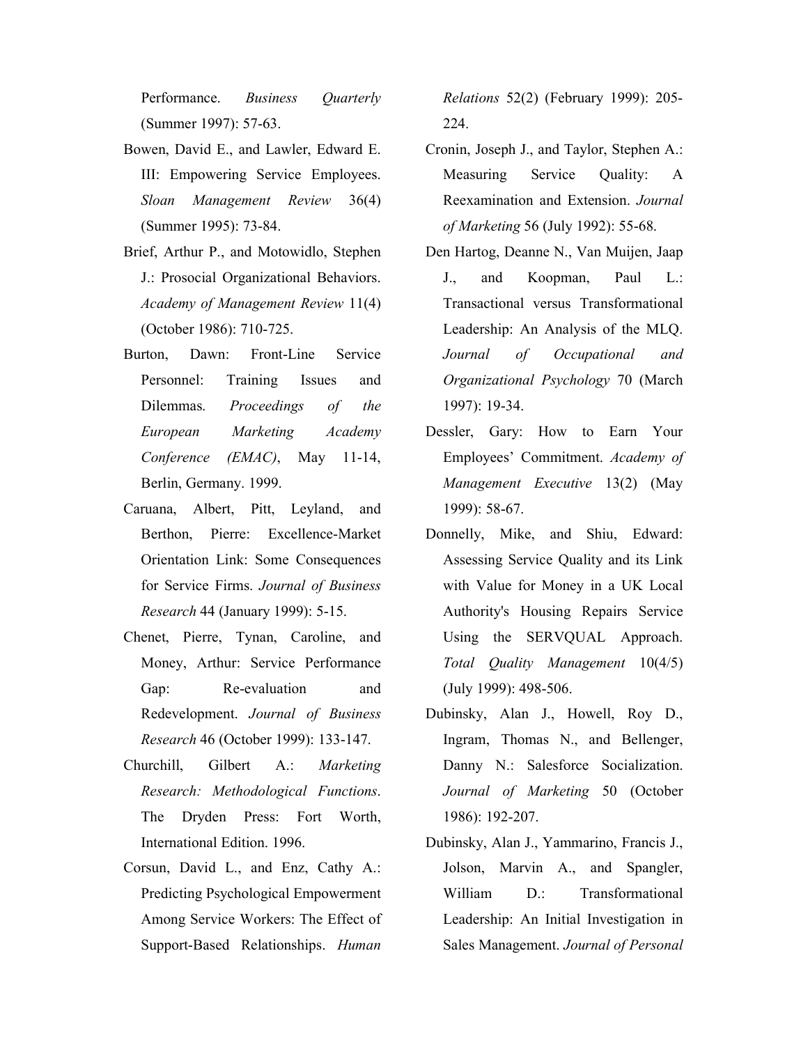Performance. *Business Quarterly* (Summer 1997): 57-63.

Bowen, David E., and Lawler, Edward E. III: Empowering Service Employees. *Sloan Management Review* 36(4) (Summer 1995): 73-84.

Brief, Arthur P., and Motowidlo, Stephen J.: Prosocial Organizational Behaviors. *Academy of Management Review* 11(4) (October 1986): 710-725.

Burton, Dawn: Front-Line Service Personnel: Training Issues and Dilemmas. *Proceedings of the European Marketing Academy Conference (EMAC)*, May 11-14, Berlin, Germany. 1999.

Caruana, Albert, Pitt, Leyland, and Berthon, Pierre: Excellence-Market Orientation Link: Some Consequences for Service Firms. *Journal of Business Research* 44 (January 1999): 5-15.

Chenet, Pierre, Tynan, Caroline, and Money, Arthur: Service Performance Gap: Re-evaluation and Redevelopment. *Journal of Business Research* 46 (October 1999): 133-147.

Churchill, Gilbert A.: *Marketing Research: Methodological Functions*. The Dryden Press: Fort Worth, International Edition. 1996.

Corsun, David L., and Enz, Cathy A.: Predicting Psychological Empowerment Among Service Workers: The Effect of Support-Based Relationships. *Human Relations* 52(2) (February 1999): 205-224.

Cronin, Joseph J., and Taylor, Stephen A.: Measuring Service Quality: A Reexamination and Extension. *Journal of Marketing* 56 (July 1992): 55-68.

Den Hartog, Deanne N., Van Muijen, Jaap J., and Koopman, Paul L.: Transactional versus Transformational Leadership: An Analysis of the MLQ. *Journal of Occupational and Organizational Psychology* 70 (March 1997): 19-34.

Dessler, Gary: How to Earn Your Employees' Commitment. *Academy of Management Executive* 13(2) (May 1999): 58-67.

Donnelly, Mike, and Shiu, Edward: Assessing Service Quality and its Link with Value for Money in a UK Local Authority's Housing Repairs Service Using the SERVQUAL Approach. *Total Quality Management* 10(4/5) (July 1999): 498-506.

Dubinsky, Alan J., Howell, Roy D., Ingram, Thomas N., and Bellenger, Danny N.: Salesforce Socialization. *Journal of Marketing* 50 (October 1986): 192-207.

Dubinsky, Alan J., Yammarino, Francis J., Jolson, Marvin A., and Spangler, William D.: Transformational Leadership: An Initial Investigation in Sales Management. *Journal of Personal*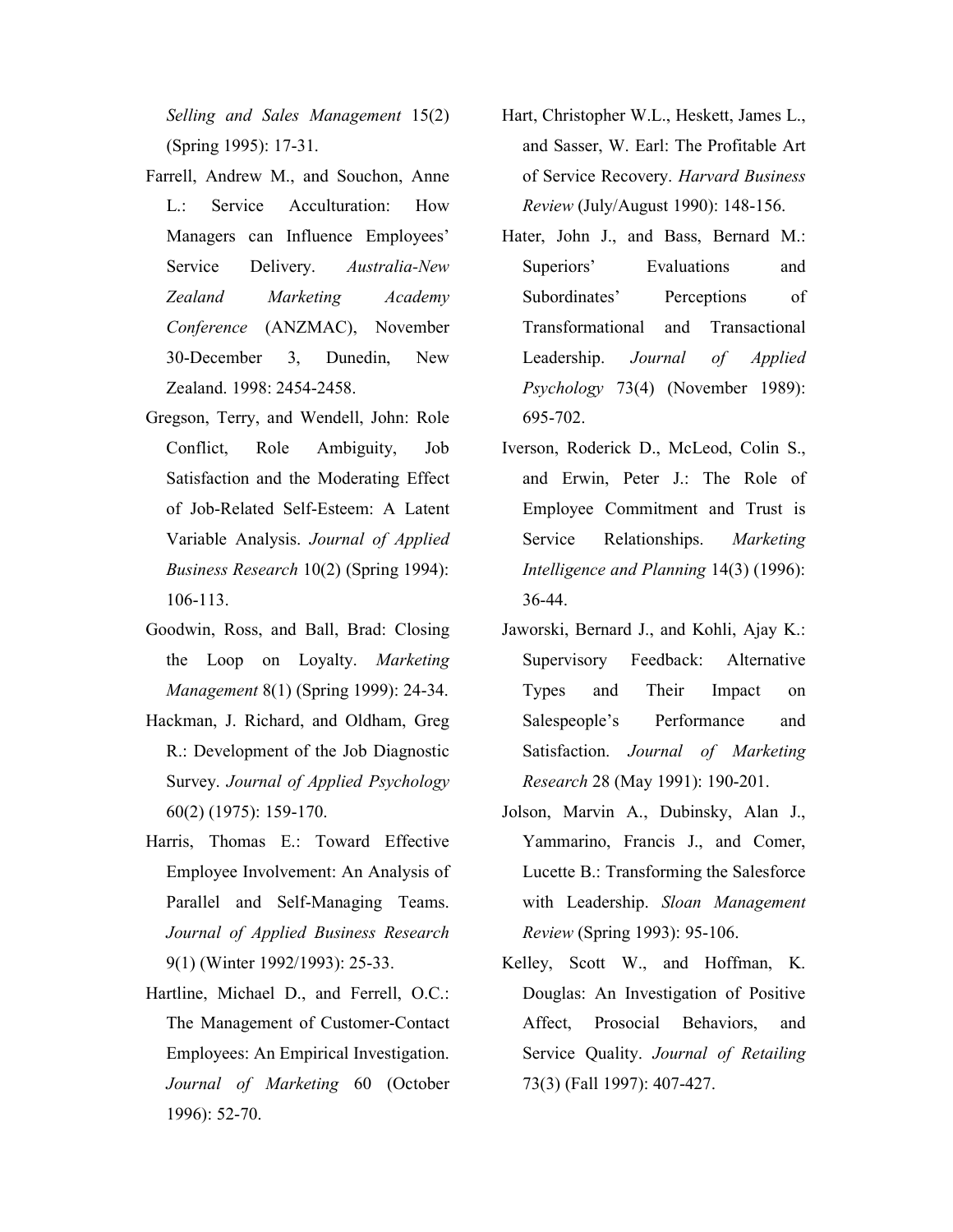*Selling and Sales Management* 15(2) (Spring 1995): 17-31.

Farrell, Andrew M., and Souchon, Anne L.: Service Acculturation: How Managers can Influence Employees' Service Delivery. *Australia-New Zealand Marketing Academy Conference* (ANZMAC), November 30-December 3, Dunedin, New Zealand. 1998: 2454-2458.

Gregson, Terry, and Wendell, John: Role Conflict, Role Ambiguity, Job Satisfaction and the Moderating Effect of Job-Related Self-Esteem: A Latent Variable Analysis. *Journal of Applied Business Research* 10(2) (Spring 1994): 106-113.

Goodwin, Ross, and Ball, Brad: Closing the Loop on Loyalty. *Marketing Management* 8(1) (Spring 1999): 24-34.

Hackman, J. Richard, and Oldham, Greg R.: Development of the Job Diagnostic Survey. *Journal of Applied Psychology* 60(2) (1975): 159-170.

Harris, Thomas E.: Toward Effective Employee Involvement: An Analysis of Parallel and Self-Managing Teams. *Journal of Applied Business Research* 9(1) (Winter 1992/1993): 25-33.

Hartline, Michael D., and Ferrell, O.C.: The Management of Customer-Contact Employees: An Empirical Investigation. *Journal of Marketing* 60 (October 1996): 52-70.

Hart, Christopher W.L., Heskett, James L., and Sasser, W. Earl: The Profitable Art of Service Recovery. *Harvard Business Review* (July/August 1990): 148-156.

Hater, John J., and Bass, Bernard M.: Superiors' Evaluations and Subordinates' Perceptions of Transformational and Transactional Leadership. *Journal of Applied Psychology* 73(4) (November 1989): 695-702.

Iverson, Roderick D., McLeod, Colin S., and Erwin, Peter J.: The Role of Employee Commitment and Trust is Service Relationships. *Marketing Intelligence and Planning* 14(3) (1996): 36-44.

Jaworski, Bernard J., and Kohli, Ajay K.: Supervisory Feedback: Alternative Types and Their Impact on Salespeople's Performance and Satisfaction. *Journal of Marketing Research* 28 (May 1991): 190-201.

Jolson, Marvin A., Dubinsky, Alan J., Yammarino, Francis J., and Comer, Lucette B.: Transforming the Salesforce with Leadership. *Sloan Management Review* (Spring 1993): 95-106.

Kelley, Scott W., and Hoffman, K. Douglas: An Investigation of Positive Affect, Prosocial Behaviors, and Service Quality. *Journal of Retailing* 73(3) (Fall 1997): 407-427.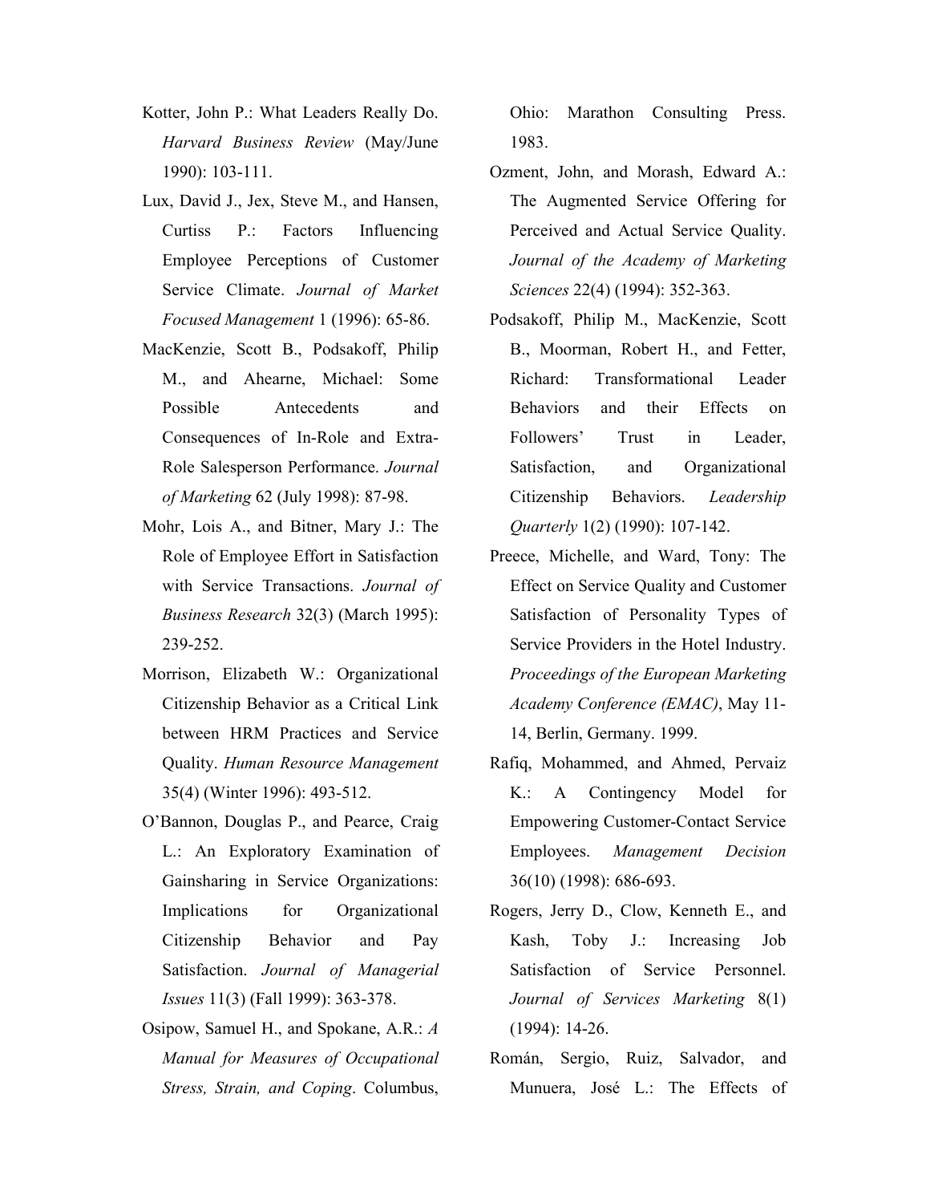Kotter, John P.: What Leaders Really Do. *Harvard Business Review* (May/June 1990): 103-111.

Lux, David J., Jex, Steve M., and Hansen, Curtiss P.: Factors Influencing Employee Perceptions of Customer Service Climate. *Journal of Market Focused Management* 1 (1996): 65-86.

MacKenzie, Scott B., Podsakoff, Philip M., and Ahearne, Michael: Some Possible Antecedents and Consequences of In-Role and Extra-Role Salesperson Performance. *Journal of Marketing* 62 (July 1998): 87-98.

Mohr, Lois A., and Bitner, Mary J.: The Role of Employee Effort in Satisfaction with Service Transactions. *Journal of Business Research* 32(3) (March 1995): 239-252.

Morrison, Elizabeth W.: Organizational Citizenship Behavior as a Critical Link between HRM Practices and Service Quality. *Human Resource Management* 35(4) (Winter 1996): 493-512.

O'Bannon, Douglas P., and Pearce, Craig L.: An Exploratory Examination of Gainsharing in Service Organizations: Implications for Organizational Citizenship Behavior and Pay Satisfaction. *Journal of Managerial Issues* 11(3) (Fall 1999): 363-378.

Osipow, Samuel H., and Spokane, A.R.: *A Manual for Measures of Occupational Stress, Strain, and Coping*. Columbus, Ohio: Marathon Consulting Press. 1983.

Ozment, John, and Morash, Edward A.: The Augmented Service Offering for Perceived and Actual Service Quality. *Journal of the Academy of Marketing Sciences* 22(4) (1994): 352-363.

Podsakoff, Philip M., MacKenzie, Scott B., Moorman, Robert H., and Fetter, Richard: Transformational Leader Behaviors and their Effects on Followers' Trust in Leader, Satisfaction, and Organizational Citizenship Behaviors. *Leadership Quarterly* 1(2) (1990): 107-142.

Preece, Michelle, and Ward, Tony: The Effect on Service Quality and Customer Satisfaction of Personality Types of Service Providers in the Hotel Industry. *Proceedings of the European Marketing Academy Conference (EMAC)*, May 11-14, Berlin, Germany. 1999.

Rafiq, Mohammed, and Ahmed, Pervaiz K.: A Contingency Model for Empowering Customer-Contact Service Employees. *Management Decision* 36(10) (1998): 686-693.

Rogers, Jerry D., Clow, Kenneth E., and Kash, Toby J.: Increasing Job Satisfaction of Service Personnel. *Journal of Services Marketing* 8(1) (1994): 14-26.

Román, Sergio, Ruiz, Salvador, and Munuera, José L.: The Effects of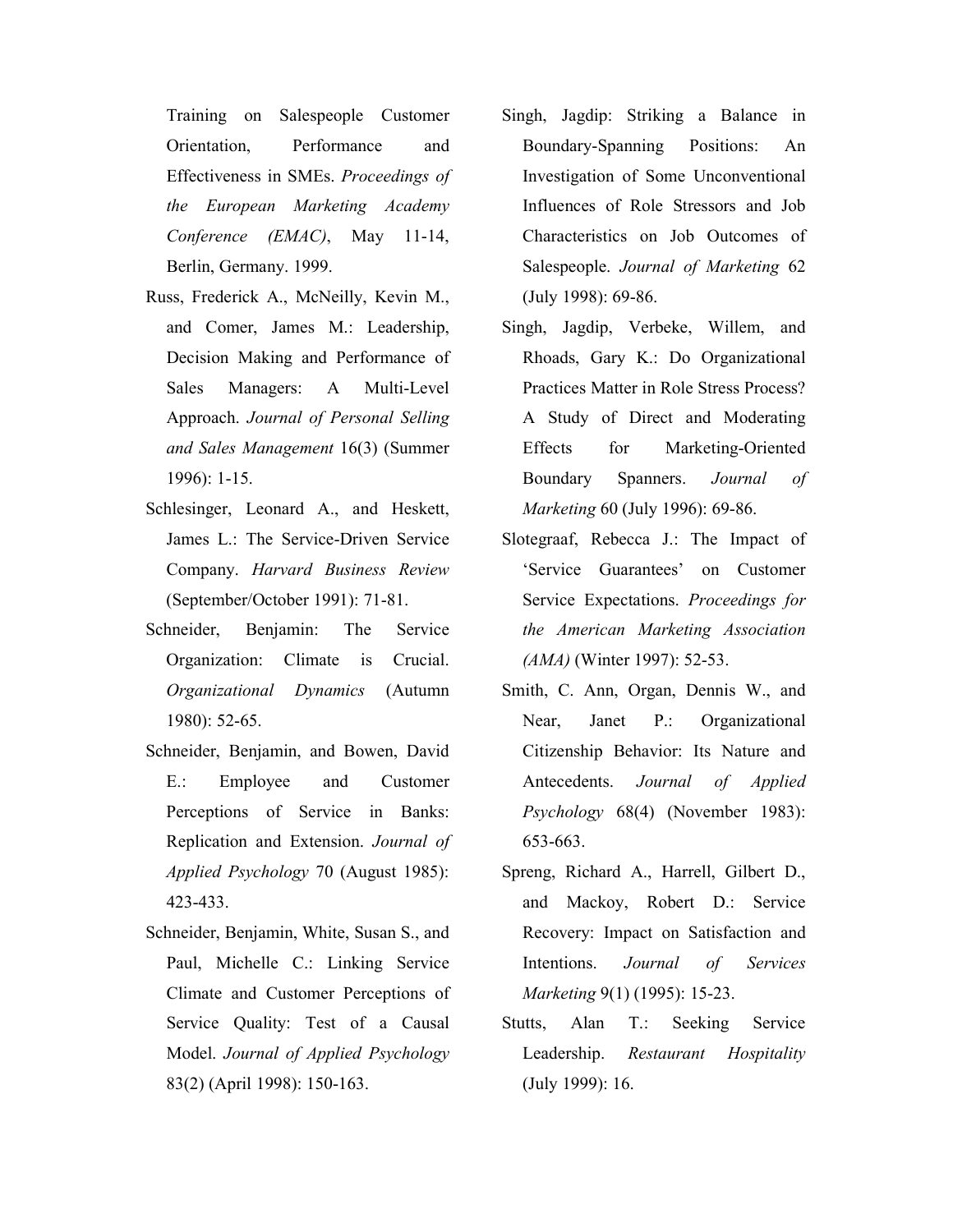Training on Salespeople Customer Orientation, Performance and Effectiveness in SMEs. *Proceedings of the European Marketing Academy Conference (EMAC)*, May 11-14, Berlin, Germany. 1999.

Russ, Frederick A., McNeilly, Kevin M., and Comer, James M.: Leadership, Decision Making and Performance of Sales Managers: A Multi-Level Approach. *Journal of Personal Selling and Sales Management* 16(3) (Summer 1996): 1-15.

Schlesinger, Leonard A., and Heskett, James L.: The Service-Driven Service Company. *Harvard Business Review* (September/October 1991): 71-81.

Schneider, Benjamin: The Service Organization: Climate is Crucial. *Organizational Dynamics* (Autumn 1980): 52-65.

Schneider, Benjamin, and Bowen, David E.: Employee and Customer Perceptions of Service in Banks: Replication and Extension. *Journal of Applied Psychology* 70 (August 1985): 423-433.

Schneider, Benjamin, White, Susan S., and Paul, Michelle C.: Linking Service Climate and Customer Perceptions of Service Quality: Test of a Causal Model. *Journal of Applied Psychology* 83(2) (April 1998): 150-163.

Singh, Jagdip: Striking a Balance in Boundary-Spanning Positions: An Investigation of Some Unconventional Influences of Role Stressors and Job Characteristics on Job Outcomes of Salespeople. *Journal of Marketing* 62 (July 1998): 69-86.

Singh, Jagdip, Verbeke, Willem, and Rhoads, Gary K.: Do Organizational Practices Matter in Role Stress Process? A Study of Direct and Moderating Effects for Marketing-Oriented Boundary Spanners. *Journal of Marketing* 60 (July 1996): 69-86.

Slotegraaf, Rebecca J.: The Impact of 'Service Guarantees' on Customer Service Expectations. *Proceedings for the American Marketing Association (AMA)* (Winter 1997): 52-53.

Smith, C. Ann, Organ, Dennis W., and Near, Janet P.: Organizational Citizenship Behavior: Its Nature and Antecedents. *Journal of Applied Psychology* 68(4) (November 1983): 653-663.

Spreng, Richard A., Harrell, Gilbert D., and Mackoy, Robert D.: Service Recovery: Impact on Satisfaction and Intentions. *Journal of Services Marketing* 9(1) (1995): 15-23.

Stutts, Alan T.: Seeking Service Leadership. *Restaurant Hospitality* (July 1999): 16.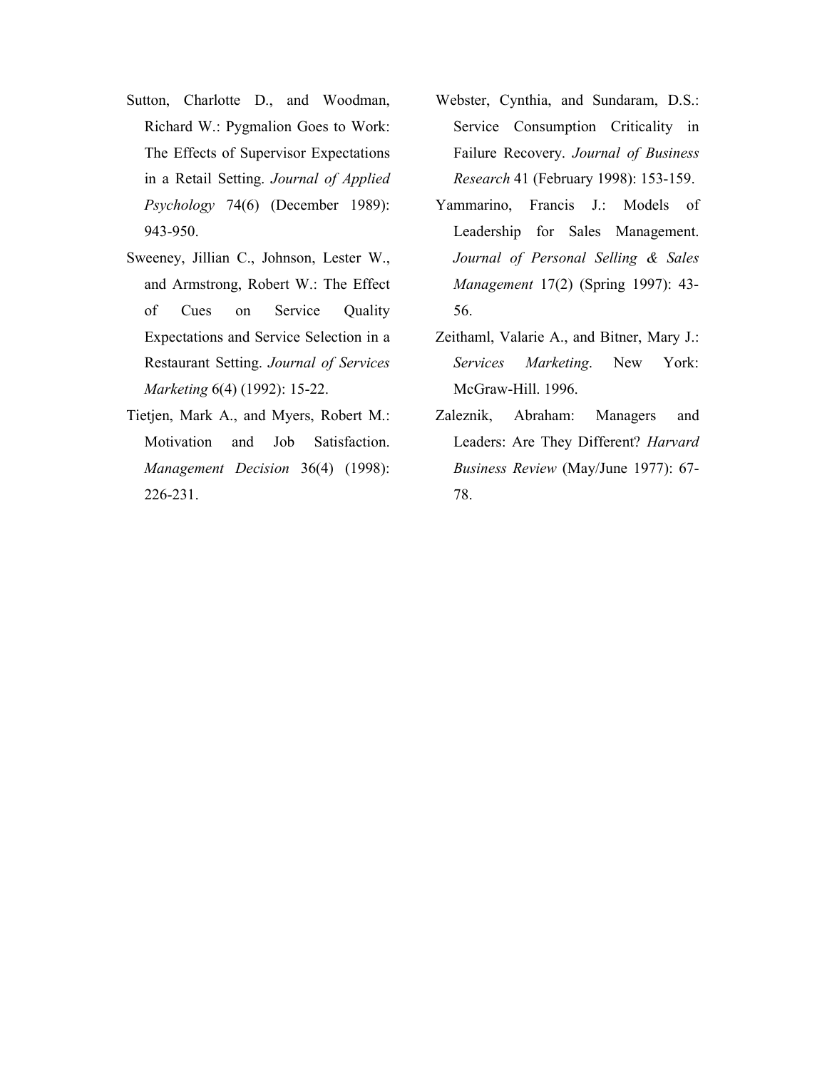Sutton, Charlotte D., and Woodman, Richard W.: Pygmalion Goes to Work: The Effects of Supervisor Expectations in a Retail Setting. *Journal of Applied Psychology* 74(6) (December 1989): 943-950.

Sweeney, Jillian C., Johnson, Lester W., and Armstrong, Robert W.: The Effect of Cues on Service Quality Expectations and Service Selection in a Restaurant Setting. *Journal of Services Marketing* 6(4) (1992): 15-22.

Tietjen, Mark A., and Myers, Robert M.: Motivation and Job Satisfaction. *Management Decision* 36(4) (1998): 226-231.

Webster, Cynthia, and Sundaram, D.S.: Service Consumption Criticality in Failure Recovery. *Journal of Business Research* 41 (February 1998): 153-159.

Yammarino, Francis J.: Models of Leadership for Sales Management. *Journal of Personal Selling & Sales Management* 17(2) (Spring 1997): 43-56.

Zeithaml, Valarie A., and Bitner, Mary J.: *Services Marketing*. New York: McGraw-Hill. 1996.

Zaleznik, Abraham: Managers and Leaders: Are They Different? *Harvard Business Review* (May/June 1977): 67-78.